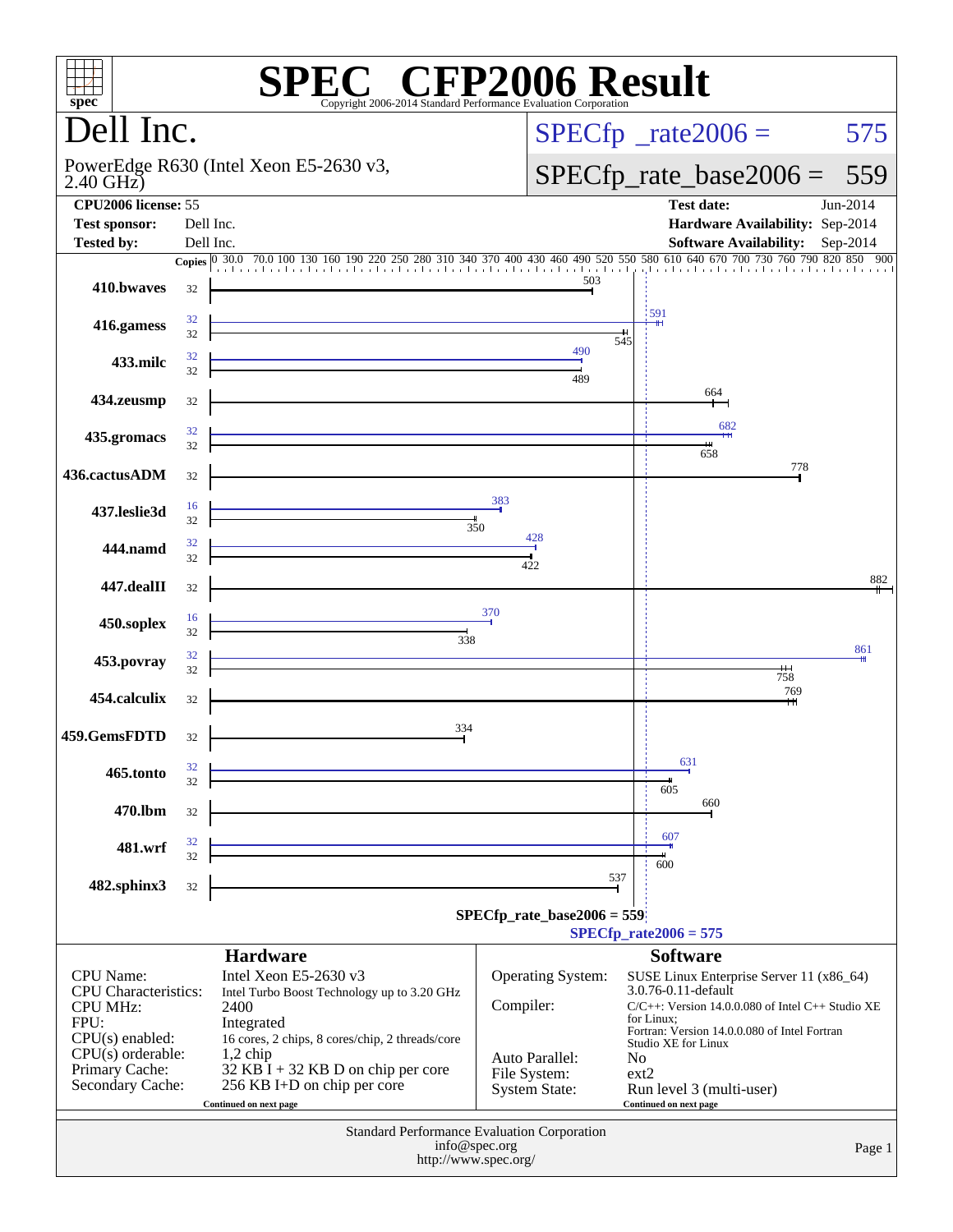# SPEC CFP2006 Result

Copyright 2006-2014 Standard Performance Evaluation Corporation

## Dell Inc.

PowerEdge R630 (Intel Xeon E5-2630 v3, 2.40 GHz)

SPECfp_rate2006 = 575

SPECfp_rate_base2006 = 559

| | | | |
|---|---|---|---|
| **CPU2006 license:** 55 | | **Test date:** | Jun-2014 |
| **Test sponsor:** | Dell Inc. | **Hardware Availability:** | Sep-2014 |
| **Tested by:** | Dell Inc. | **Software Availability:** | Sep-2014 |

| Benchmark | Copies (peak) | Copies (base) | Peak | Base |
|---|---|---|---|---|
| 410.bwaves | | 32 | | 503 |
| 416.gamess | 32 | 32 | 591 | 545 |
| 433.milc | 32 | 32 | 490 | 489 |
| 434.zeusmp | | 32 | | 664 |
| 435.gromacs | 32 | 32 | 682 | 658 |
| 436.cactusADM | | 32 | | 778 |
| 437.leslie3d | 16 | 32 | 383 | 350 |
| 444.namd | 32 | 32 | 428 | 422 |
| 447.dealII | | 32 | | 882 |
| 450.soplex | 16 | 32 | 370 | 338 |
| 453.povray | 32 | 32 | 861 | 758 |
| 454.calculix | | 32 | | 769 |
| 459.GemsFDTD | | 32 | | 334 |
| 465.tonto | 32 | 32 | 631 | 605 |
| 470.lbm | | 32 | | 660 |
| 481.wrf | 32 | 32 | 607 | 600 |
| 482.sphinx3 | | 32 | | 537 |

SPECfp_rate_base2006 = 559

SPECfp_rate2006 = 575

### Hardware

| | |
|---|---|
| CPU Name: | Intel Xeon E5-2630 v3 |
| CPU Characteristics: | Intel Turbo Boost Technology up to 3.20 GHz |
| CPU MHz: | 2400 |
| FPU: | Integrated |
| CPU(s) enabled: | 16 cores, 2 chips, 8 cores/chip, 2 threads/core |
| CPU(s) orderable: | 1,2 chip |
| Primary Cache: | 32 KB I + 32 KB D on chip per core |
| Secondary Cache: | 256 KB I+D on chip per core |

Continued on next page

### Software

| | |
|---|---|
| Operating System: | SUSE Linux Enterprise Server 11 (x86_64) 3.0.76-0.11-default |
| Compiler: | C/C++: Version 14.0.0.080 of Intel C++ Studio XE for Linux; Fortran: Version 14.0.0.080 of Intel Fortran Studio XE for Linux |
| Auto Parallel: | No |
| File System: | ext2 |
| System State: | Run level 3 (multi-user) |

Continued on next page

Standard Performance Evaluation Corporation
info@spec.org
http://www.spec.org/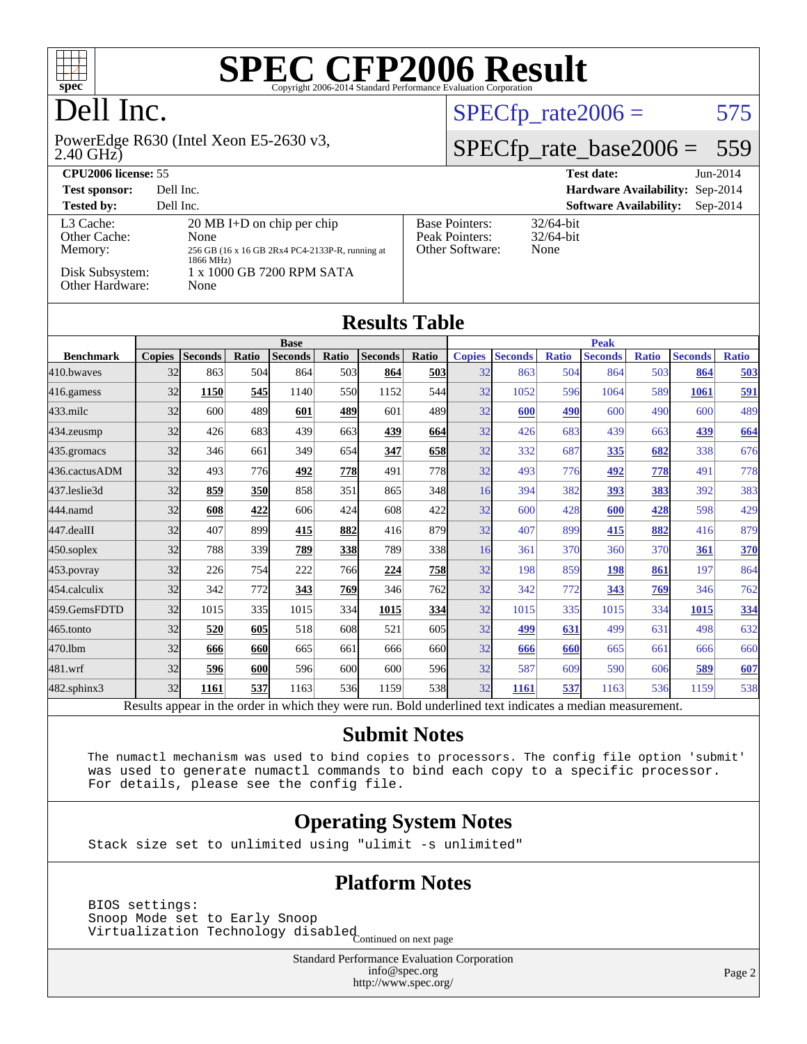# SPEC CFP2006 Result

Copyright 2006-2014 Standard Performance Evaluation Corporation

# Dell Inc.

PowerEdge R630 (Intel Xeon E5-2630 v3, 2.40 GHz)

SPECfp_rate2006 = 575

SPECfp_rate_base2006 = 559

| | | | |
|---|---|---|---|
| **CPU2006 license:** 55 | | **Test date:** | Jun-2014 |
| **Test sponsor:** | Dell Inc. | **Hardware Availability:** | Sep-2014 |
| **Tested by:** | Dell Inc. | **Software Availability:** | Sep-2014 |

| | | | |
|---|---|---|---|
| L3 Cache: | 20 MB I+D on chip per chip | Base Pointers: | 32/64-bit |
| Other Cache: | None | Peak Pointers: | 32/64-bit |
| Memory: | 256 GB (16 x 16 GB 2Rx4 PC4-2133P-R, running at 1866 MHz) | Other Software: | None |
| Disk Subsystem: | 1 x 1000 GB 7200 RPM SATA | | |
| Other Hardware: | None | | |

## Results Table

| | Base | | | | | | | Peak | | | | | | |
|---|---|---|---|---|---|---|---|---|---|---|---|---|---|---|
| **Benchmark** | **Copies** | **Seconds** | **Ratio** | **Seconds** | **Ratio** | **Seconds** | **Ratio** | **Copies** | **Seconds** | **Ratio** | **Seconds** | **Ratio** | **Seconds** | **Ratio** |
| 410.bwaves | 32 | 863 | 504 | 864 | 503 | **864** | **503** | 32 | 863 | 504 | 864 | 503 | **864** | **503** |
| 416.gamess | 32 | **1150** | **545** | 1140 | 550 | 1152 | 544 | 32 | 1052 | 596 | 1064 | 589 | **1061** | **591** |
| 433.milc | 32 | 600 | 489 | **601** | **489** | 601 | 489 | 32 | **600** | **490** | 600 | 490 | 600 | 489 |
| 434.zeusmp | 32 | 426 | 683 | 439 | 663 | **439** | **664** | 32 | 426 | 683 | 439 | 663 | **439** | **664** |
| 435.gromacs | 32 | 346 | 661 | 349 | 654 | **347** | **658** | 32 | 332 | 687 | **335** | **682** | 338 | 676 |
| 436.cactusADM | 32 | 493 | 776 | **492** | **778** | 491 | 778 | 32 | 493 | 776 | **492** | **778** | 491 | 778 |
| 437.leslie3d | 32 | **859** | **350** | 858 | 351 | 865 | 348 | 16 | 394 | 382 | **393** | **383** | 392 | 383 |
| 444.namd | 32 | **608** | **422** | 606 | 424 | 608 | 422 | 32 | 600 | 428 | **600** | **428** | 598 | 429 |
| 447.dealII | 32 | 407 | 899 | **415** | **882** | 416 | 879 | 32 | 407 | 899 | **415** | **882** | 416 | 879 |
| 450.soplex | 32 | 788 | 339 | **789** | **338** | 789 | 338 | 16 | 361 | 370 | 360 | 370 | **361** | **370** |
| 453.povray | 32 | 226 | 754 | 222 | 766 | **224** | **758** | 32 | 198 | 859 | **198** | **861** | 197 | 864 |
| 454.calculix | 32 | 342 | 772 | **343** | **769** | 346 | 762 | 32 | 342 | 772 | **343** | **769** | 346 | 762 |
| 459.GemsFDTD | 32 | 1015 | 335 | 1015 | 334 | **1015** | **334** | 32 | 1015 | 335 | 1015 | 334 | **1015** | **334** |
| 465.tonto | 32 | **520** | **605** | 518 | 608 | 521 | 605 | 32 | **499** | **631** | 499 | 631 | 498 | 632 |
| 470.lbm | 32 | **666** | **660** | 665 | 661 | 666 | 660 | 32 | **666** | **660** | 665 | 661 | 666 | 660 |
| 481.wrf | 32 | **596** | **600** | 596 | 600 | 600 | 596 | 32 | 587 | 609 | 590 | 606 | **589** | **607** |
| 482.sphinx3 | 32 | **1161** | **537** | 1163 | 536 | 1159 | 538 | 32 | **1161** | **537** | 1163 | 536 | 1159 | 538 |

Results appear in the order in which they were run. Bold underlined text indicates a median measurement.

## Submit Notes

```
The numactl mechanism was used to bind copies to processors. The config file option 'submit'
was used to generate numactl commands to bind each copy to a specific processor.
For details, please see the config file.
```

## Operating System Notes

```
Stack size set to unlimited using "ulimit -s unlimited"
```

## Platform Notes

```
BIOS settings:
Snoop Mode set to Early Snoop
Virtualization Technology disabled
```

Continued on next page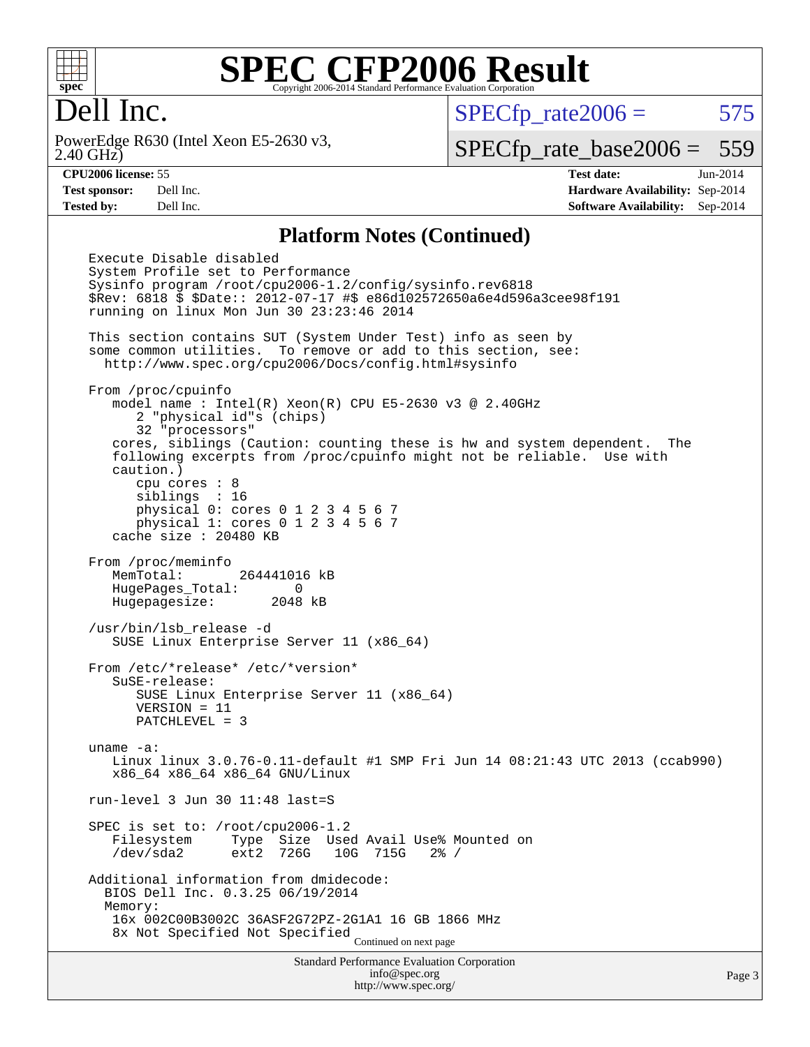# SPEC CFP2006 Result

Copyright 2006-2014 Standard Performance Evaluation Corporation

## Dell Inc.

PowerEdge R630 (Intel Xeon E5-2630 v3, 2.40 GHz)

SPECfp_rate2006 = 575

SPECfp_rate_base2006 = 559

| | | | |
|---|---|---|---|
| **CPU2006 license:** 55 | | **Test date:** | Jun-2014 |
| **Test sponsor:** | Dell Inc. | **Hardware Availability:** | Sep-2014 |
| **Tested by:** | Dell Inc. | **Software Availability:** | Sep-2014 |

### Platform Notes (Continued)

```
Execute Disable disabled
System Profile set to Performance
Sysinfo program /root/cpu2006-1.2/config/sysinfo.rev6818
$Rev: 6818 $ $Date:: 2012-07-17 #$ e86d102572650a6e4d596a3cee98f191
running on linux Mon Jun 30 23:23:46 2014

This section contains SUT (System Under Test) info as seen by
some common utilities.  To remove or add to this section, see:
  http://www.spec.org/cpu2006/Docs/config.html#sysinfo

From /proc/cpuinfo
   model name : Intel(R) Xeon(R) CPU E5-2630 v3 @ 2.40GHz
      2 "physical id"s (chips)
      32 "processors"
   cores, siblings (Caution: counting these is hw and system dependent.  The
   following excerpts from /proc/cpuinfo might not be reliable.  Use with
   caution.)
      cpu cores : 8
      siblings  : 16
      physical 0: cores 0 1 2 3 4 5 6 7
      physical 1: cores 0 1 2 3 4 5 6 7
   cache size : 20480 KB

From /proc/meminfo
   MemTotal:       264441016 kB
   HugePages_Total:       0
   Hugepagesize:       2048 kB

/usr/bin/lsb_release -d
   SUSE Linux Enterprise Server 11 (x86_64)

From /etc/*release* /etc/*version*
   SuSE-release:
      SUSE Linux Enterprise Server 11 (x86_64)
      VERSION = 11
      PATCHLEVEL = 3

uname -a:
   Linux linux 3.0.76-0.11-default #1 SMP Fri Jun 14 08:21:43 UTC 2013 (ccab990)
   x86_64 x86_64 x86_64 GNU/Linux

run-level 3 Jun 30 11:48 last=S

SPEC is set to: /root/cpu2006-1.2
   Filesystem     Type  Size  Used Avail Use% Mounted on
   /dev/sda2      ext2  726G   10G  715G   2% /

Additional information from dmidecode:
  BIOS Dell Inc. 0.3.25 06/19/2014
  Memory:
   16x 002C00B3002C 36ASF2G72PZ-2G1A1 16 GB 1866 MHz
   8x Not Specified Not Specified
```

Continued on next page

Standard Performance Evaluation Corporation
info@spec.org
http://www.spec.org/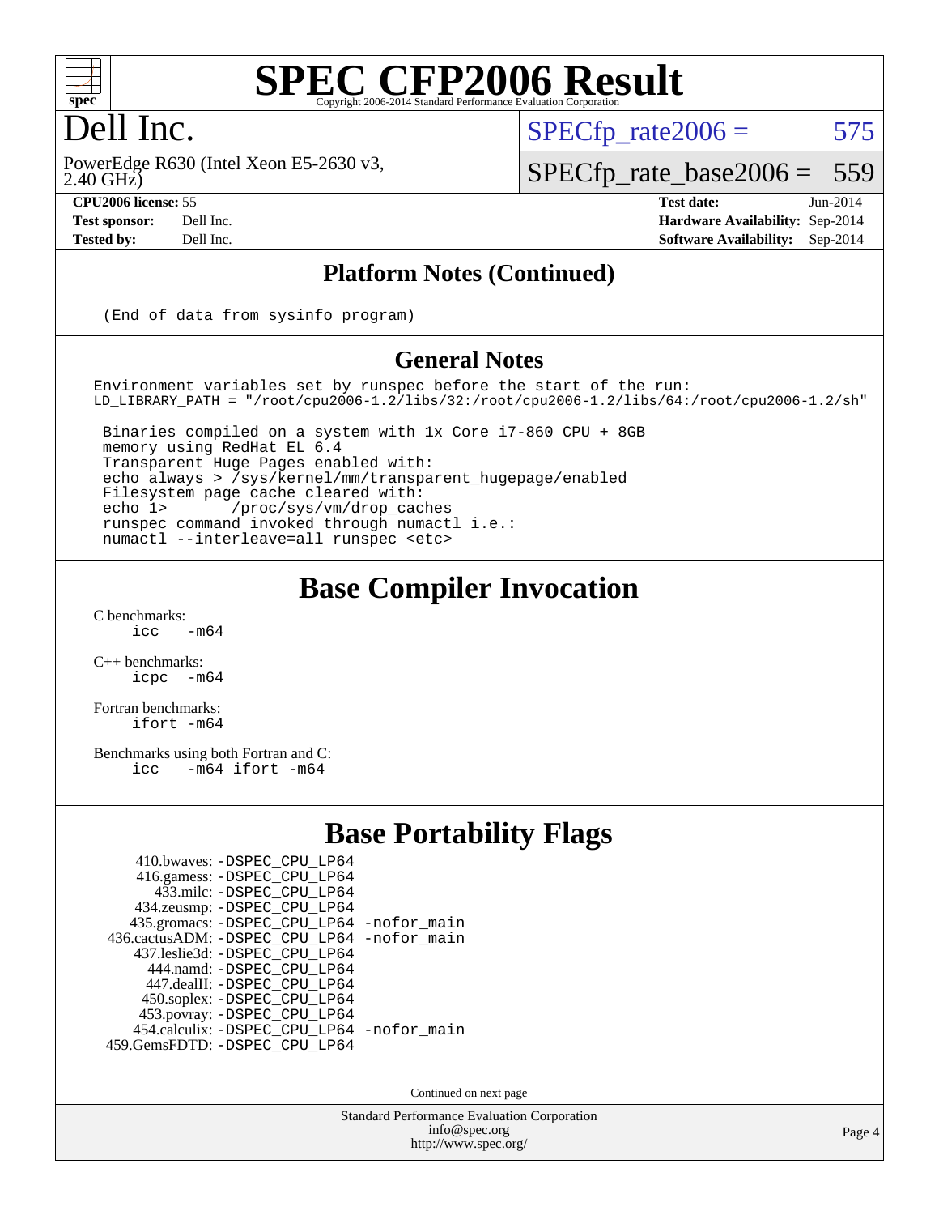# SPEC CFP2006 Result

Copyright 2006-2014 Standard Performance Evaluation Corporation

## Dell Inc.

PowerEdge R630 (Intel Xeon E5-2630 v3, 2.40 GHz)

SPECfp_rate2006 = 575

SPECfp_rate_base2006 = 559

| | | | |
|---|---|---|---|
| **CPU2006 license:** | 55 | **Test date:** | Jun-2014 |
| **Test sponsor:** | Dell Inc. | **Hardware Availability:** | Sep-2014 |
| **Tested by:** | Dell Inc. | **Software Availability:** | Sep-2014 |

## Platform Notes (Continued)

```
(End of data from sysinfo program)
```

## General Notes

```
Environment variables set by runspec before the start of the run:
LD_LIBRARY_PATH = "/root/cpu2006-1.2/libs/32:/root/cpu2006-1.2/libs/64:/root/cpu2006-1.2/sh"

 Binaries compiled on a system with 1x Core i7-860 CPU + 8GB
 memory using RedHat EL 6.4
 Transparent Huge Pages enabled with:
 echo always > /sys/kernel/mm/transparent_hugepage/enabled
 Filesystem page cache cleared with:
 echo 1>       /proc/sys/vm/drop_caches
 runspec command invoked through numactl i.e.:
 numactl --interleave=all runspec <etc>
```

## Base Compiler Invocation

C benchmarks:
```
icc   -m64
```

C++ benchmarks:
```
icpc  -m64
```

Fortran benchmarks:
```
ifort -m64
```

Benchmarks using both Fortran and C:
```
icc   -m64 ifort -m64
```

## Base Portability Flags

```
    410.bwaves: -DSPEC_CPU_LP64
    416.gamess: -DSPEC_CPU_LP64
      433.milc: -DSPEC_CPU_LP64
    434.zeusmp: -DSPEC_CPU_LP64
   435.gromacs: -DSPEC_CPU_LP64 -nofor_main
 436.cactusADM: -DSPEC_CPU_LP64 -nofor_main
   437.leslie3d: -DSPEC_CPU_LP64
      444.namd: -DSPEC_CPU_LP64
    447.dealII: -DSPEC_CPU_LP64
    450.soplex: -DSPEC_CPU_LP64
    453.povray: -DSPEC_CPU_LP64
   454.calculix: -DSPEC_CPU_LP64 -nofor_main
 459.GemsFDTD: -DSPEC_CPU_LP64
```

Continued on next page

Standard Performance Evaluation Corporation
info@spec.org
http://www.spec.org/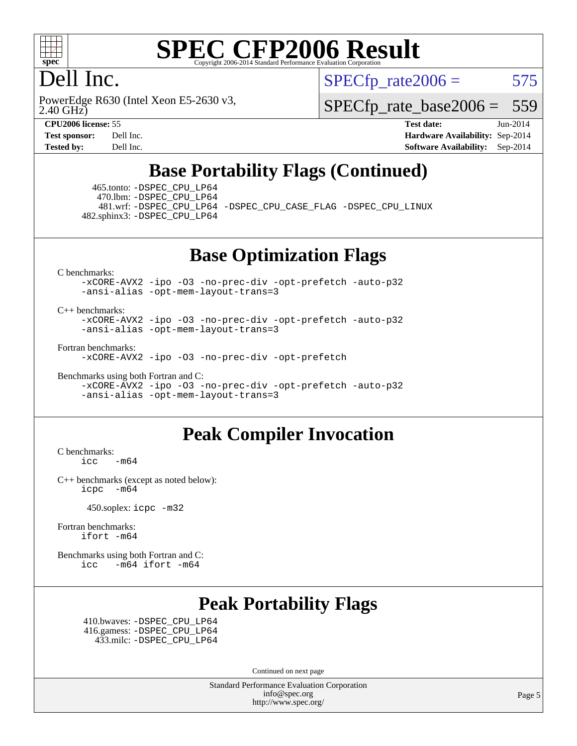# SPEC CFP2006 Result

Copyright 2006-2014 Standard Performance Evaluation Corporation

## Dell Inc.

PowerEdge R630 (Intel Xeon E5-2630 v3, 2.40 GHz)

SPECfp_rate2006 = 575

SPECfp_rate_base2006 = 559

| | | | |
|---|---|---|---|
| **CPU2006 license:** | 55 | **Test date:** | Jun-2014 |
| **Test sponsor:** | Dell Inc. | **Hardware Availability:** | Sep-2014 |
| **Tested by:** | Dell Inc. | **Software Availability:** | Sep-2014 |

## Base Portability Flags (Continued)

465.tonto: -DSPEC_CPU_LP64
470.lbm: -DSPEC_CPU_LP64
481.wrf: -DSPEC_CPU_LP64 -DSPEC_CPU_CASE_FLAG -DSPEC_CPU_LINUX
482.sphinx3: -DSPEC_CPU_LP64

## Base Optimization Flags

C benchmarks:
```
-xCORE-AVX2 -ipo -O3 -no-prec-div -opt-prefetch -auto-p32
-ansi-alias -opt-mem-layout-trans=3
```

C++ benchmarks:
```
-xCORE-AVX2 -ipo -O3 -no-prec-div -opt-prefetch -auto-p32
-ansi-alias -opt-mem-layout-trans=3
```

Fortran benchmarks:
```
-xCORE-AVX2 -ipo -O3 -no-prec-div -opt-prefetch
```

Benchmarks using both Fortran and C:
```
-xCORE-AVX2 -ipo -O3 -no-prec-div -opt-prefetch -auto-p32
-ansi-alias -opt-mem-layout-trans=3
```

## Peak Compiler Invocation

C benchmarks:
```
icc   -m64
```

C++ benchmarks (except as noted below):
```
icpc  -m64
```

450.soplex: icpc -m32

Fortran benchmarks:
```
ifort -m64
```

Benchmarks using both Fortran and C:
```
icc   -m64 ifort -m64
```

## Peak Portability Flags

410.bwaves: -DSPEC_CPU_LP64
416.gamess: -DSPEC_CPU_LP64
433.milc: -DSPEC_CPU_LP64

Continued on next page

Standard Performance Evaluation Corporation
info@spec.org
http://www.spec.org/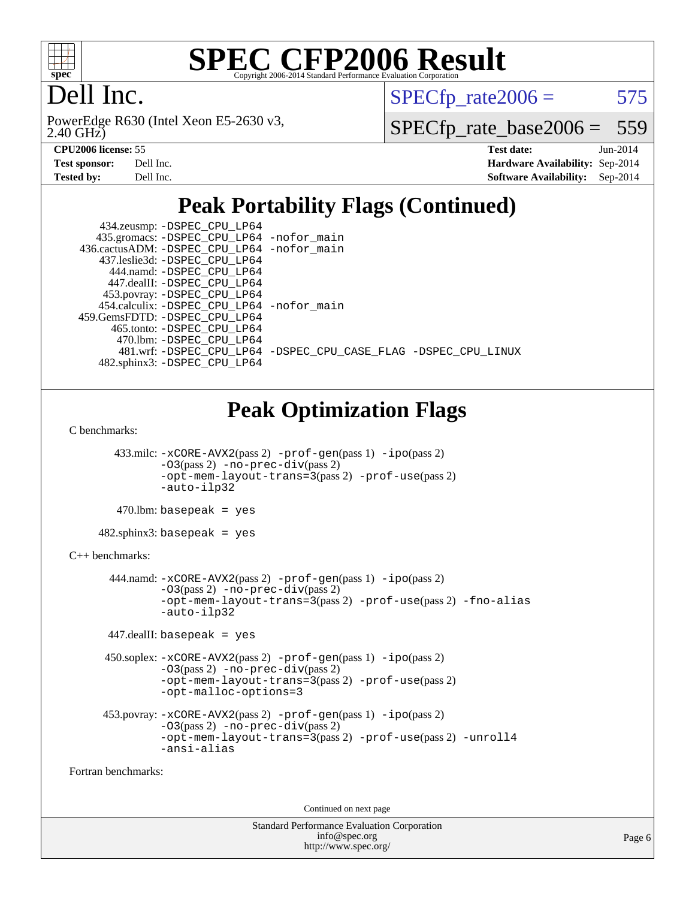# SPEC CFP2006 Result

Copyright 2006-2014 Standard Performance Evaluation Corporation

# Dell Inc.

PowerEdge R630 (Intel Xeon E5-2630 v3, 2.40 GHz)

SPECfp_rate2006 = 575

SPECfp_rate_base2006 = 559

**CPU2006 license:** 55
**Test sponsor:** Dell Inc.
**Tested by:** Dell Inc.

**Test date:** Jun-2014
**Hardware Availability:** Sep-2014
**Software Availability:** Sep-2014

## Peak Portability Flags (Continued)

434.zeusmp: -DSPEC_CPU_LP64
435.gromacs: -DSPEC_CPU_LP64 -nofor_main
436.cactusADM: -DSPEC_CPU_LP64 -nofor_main
437.leslie3d: -DSPEC_CPU_LP64
444.namd: -DSPEC_CPU_LP64
447.dealII: -DSPEC_CPU_LP64
453.povray: -DSPEC_CPU_LP64
454.calculix: -DSPEC_CPU_LP64 -nofor_main
459.GemsFDTD: -DSPEC_CPU_LP64
465.tonto: -DSPEC_CPU_LP64
470.lbm: -DSPEC_CPU_LP64
481.wrf: -DSPEC_CPU_LP64 -DSPEC_CPU_CASE_FLAG -DSPEC_CPU_LINUX
482.sphinx3: -DSPEC_CPU_LP64

## Peak Optimization Flags

C benchmarks:

433.milc: -xCORE-AVX2(pass 2) -prof-gen(pass 1) -ipo(pass 2) -O3(pass 2) -no-prec-div(pass 2) -opt-mem-layout-trans=3(pass 2) -prof-use(pass 2) -auto-ilp32

470.lbm: basepeak = yes

482.sphinx3: basepeak = yes

C++ benchmarks:

444.namd: -xCORE-AVX2(pass 2) -prof-gen(pass 1) -ipo(pass 2) -O3(pass 2) -no-prec-div(pass 2) -opt-mem-layout-trans=3(pass 2) -prof-use(pass 2) -fno-alias -auto-ilp32

447.dealII: basepeak = yes

450.soplex: -xCORE-AVX2(pass 2) -prof-gen(pass 1) -ipo(pass 2) -O3(pass 2) -no-prec-div(pass 2) -opt-mem-layout-trans=3(pass 2) -prof-use(pass 2) -opt-malloc-options=3

453.povray: -xCORE-AVX2(pass 2) -prof-gen(pass 1) -ipo(pass 2) -O3(pass 2) -no-prec-div(pass 2) -opt-mem-layout-trans=3(pass 2) -prof-use(pass 2) -unroll4 -ansi-alias

Fortran benchmarks:

Continued on next page

Standard Performance Evaluation Corporation
info@spec.org
http://www.spec.org/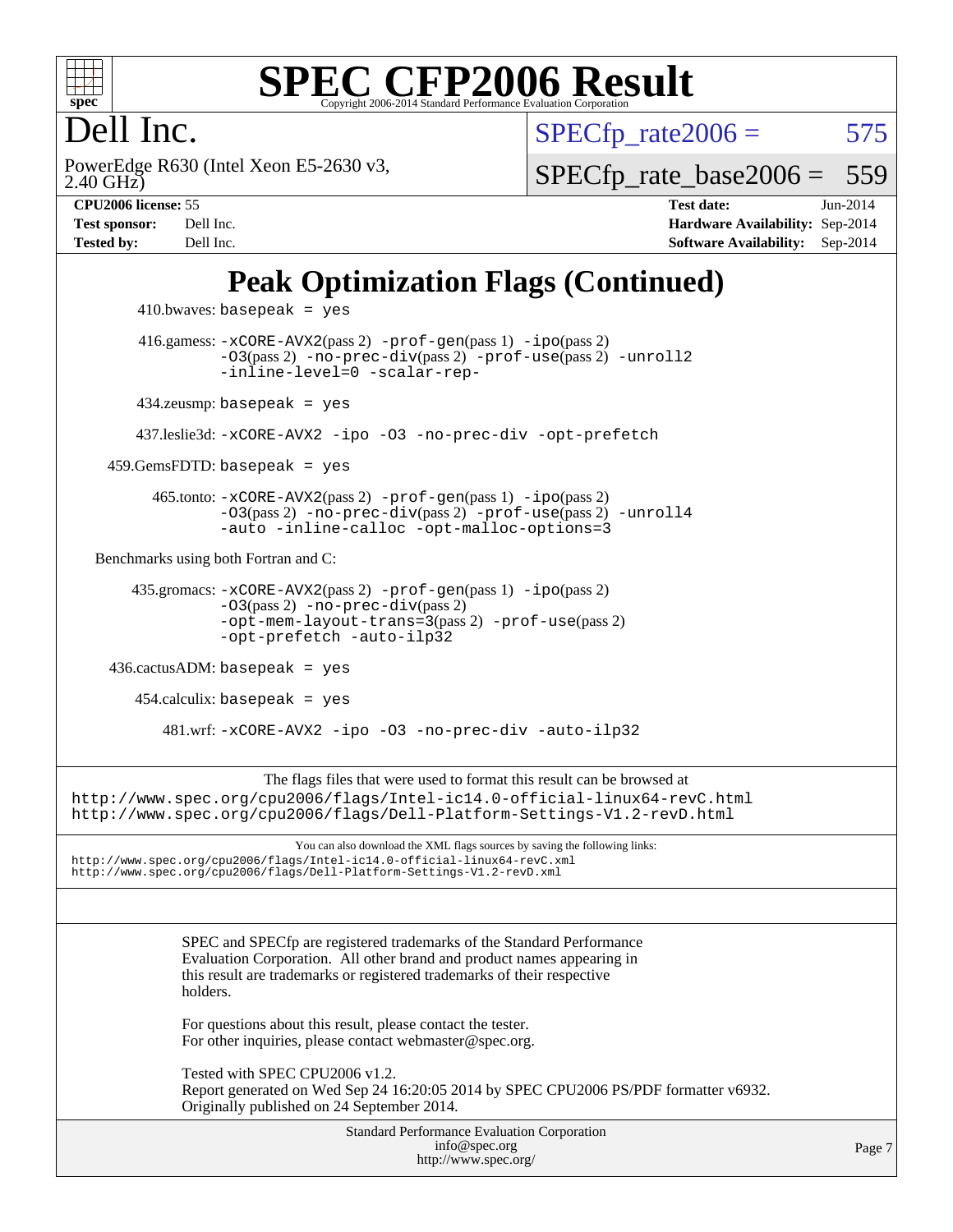# Peak Optimization Flags (Continued)

410.bwaves: basepeak = yes

416.gamess: -xCORE-AVX2(pass 2) -prof-gen(pass 1) -ipo(pass 2) -O3(pass 2) -no-prec-div(pass 2) -prof-use(pass 2) -unroll2 -inline-level=0 -scalar-rep-

434.zeusmp: basepeak = yes

437.leslie3d: -xCORE-AVX2 -ipo -O3 -no-prec-div -opt-prefetch

459.GemsFDTD: basepeak = yes

465.tonto: -xCORE-AVX2(pass 2) -prof-gen(pass 1) -ipo(pass 2) -O3(pass 2) -no-prec-div(pass 2) -prof-use(pass 2) -unroll4 -auto -inline-calloc -opt-malloc-options=3

Benchmarks using both Fortran and C:

435.gromacs: -xCORE-AVX2(pass 2) -prof-gen(pass 1) -ipo(pass 2) -O3(pass 2) -no-prec-div(pass 2) -opt-mem-layout-trans=3(pass 2) -prof-use(pass 2) -opt-prefetch -auto-ilp32

436.cactusADM: basepeak = yes

454.calculix: basepeak = yes

481.wrf: -xCORE-AVX2 -ipo -O3 -no-prec-div -auto-ilp32

The flags files that were used to format this result can be browsed at
http://www.spec.org/cpu2006/flags/Intel-ic14.0-official-linux64-revC.html
http://www.spec.org/cpu2006/flags/Dell-Platform-Settings-V1.2-revD.html

You can also download the XML flags sources by saving the following links:
http://www.spec.org/cpu2006/flags/Intel-ic14.0-official-linux64-revC.xml
http://www.spec.org/cpu2006/flags/Dell-Platform-Settings-V1.2-revD.xml

SPEC and SPECfp are registered trademarks of the Standard Performance Evaluation Corporation. All other brand and product names appearing in this result are trademarks or registered trademarks of their respective holders.

For questions about this result, please contact the tester.
For other inquiries, please contact webmaster@spec.org.

Tested with SPEC CPU2006 v1.2.
Report generated on Wed Sep 24 16:20:05 2014 by SPEC CPU2006 PS/PDF formatter v6932.
Originally published on 24 September 2014.